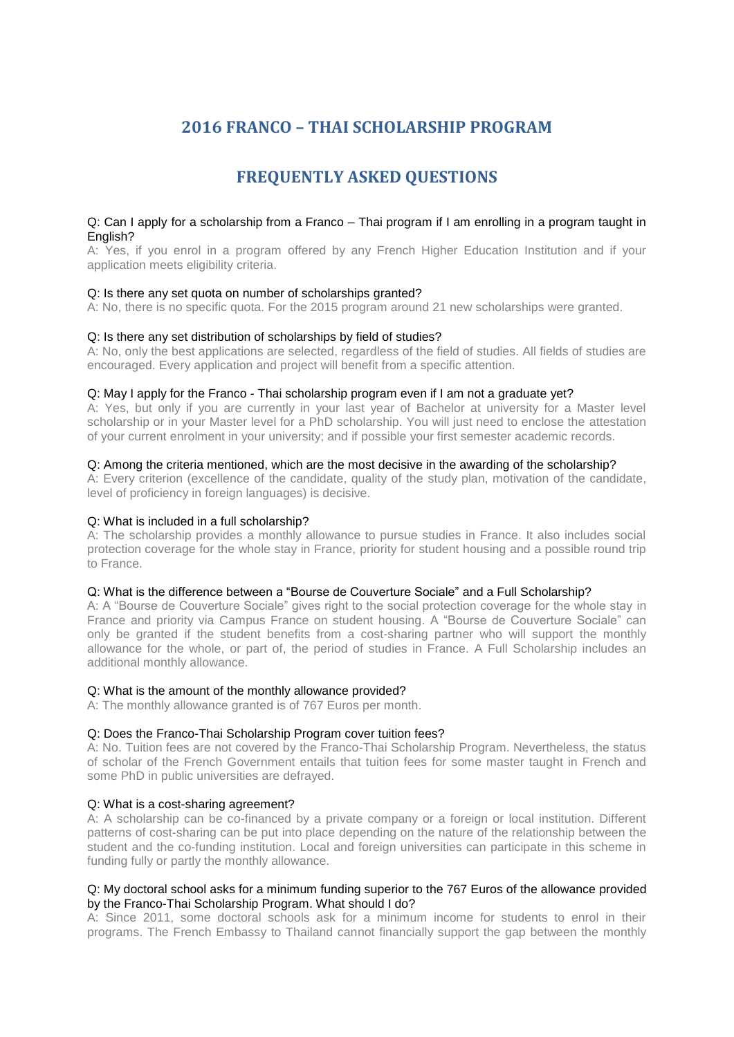# 2016 FRANCO – THAI SCHOLARSHIP PROGRAM

## FREQUENTLY ASKED QUESTIONS

Q: Can I apply for a scholarship from a Franco – Thai program if I am enrolling in a program taught in English?
A: Yes, if you enrol in a program offered by any French Higher Education Institution and if your application meets eligibility criteria.

Q: Is there any set quota on number of scholarships granted?
A: No, there is no specific quota. For the 2015 program around 21 new scholarships were granted.

Q: Is there any set distribution of scholarships by field of studies?
A: No, only the best applications are selected, regardless of the field of studies. All fields of studies are encouraged. Every application and project will benefit from a specific attention.

Q: May I apply for the Franco - Thai scholarship program even if I am not a graduate yet?
A: Yes, but only if you are currently in your last year of Bachelor at university for a Master level scholarship or in your Master level for a PhD scholarship. You will just need to enclose the attestation of your current enrolment in your university; and if possible your first semester academic records.

Q: Among the criteria mentioned, which are the most decisive in the awarding of the scholarship?
A: Every criterion (excellence of the candidate, quality of the study plan, motivation of the candidate, level of proficiency in foreign languages) is decisive.

Q: What is included in a full scholarship?
A: The scholarship provides a monthly allowance to pursue studies in France. It also includes social protection coverage for the whole stay in France, priority for student housing and a possible round trip to France.

Q: What is the difference between a "Bourse de Couverture Sociale" and a Full Scholarship?
A: A "Bourse de Couverture Sociale" gives right to the social protection coverage for the whole stay in France and priority via Campus France on student housing. A "Bourse de Couverture Sociale" can only be granted if the student benefits from a cost-sharing partner who will support the monthly allowance for the whole, or part of, the period of studies in France. A Full Scholarship includes an additional monthly allowance.

Q: What is the amount of the monthly allowance provided?
A: The monthly allowance granted is of 767 Euros per month.

Q: Does the Franco-Thai Scholarship Program cover tuition fees?
A: No. Tuition fees are not covered by the Franco-Thai Scholarship Program. Nevertheless, the status of scholar of the French Government entails that tuition fees for some master taught in French and some PhD in public universities are defrayed.

Q: What is a cost-sharing agreement?
A: A scholarship can be co-financed by a private company or a foreign or local institution. Different patterns of cost-sharing can be put into place depending on the nature of the relationship between the student and the co-funding institution. Local and foreign universities can participate in this scheme in funding fully or partly the monthly allowance.

Q: My doctoral school asks for a minimum funding superior to the 767 Euros of the allowance provided by the Franco-Thai Scholarship Program. What should I do?
A: Since 2011, some doctoral schools ask for a minimum income for students to enrol in their programs. The French Embassy to Thailand cannot financially support the gap between the monthly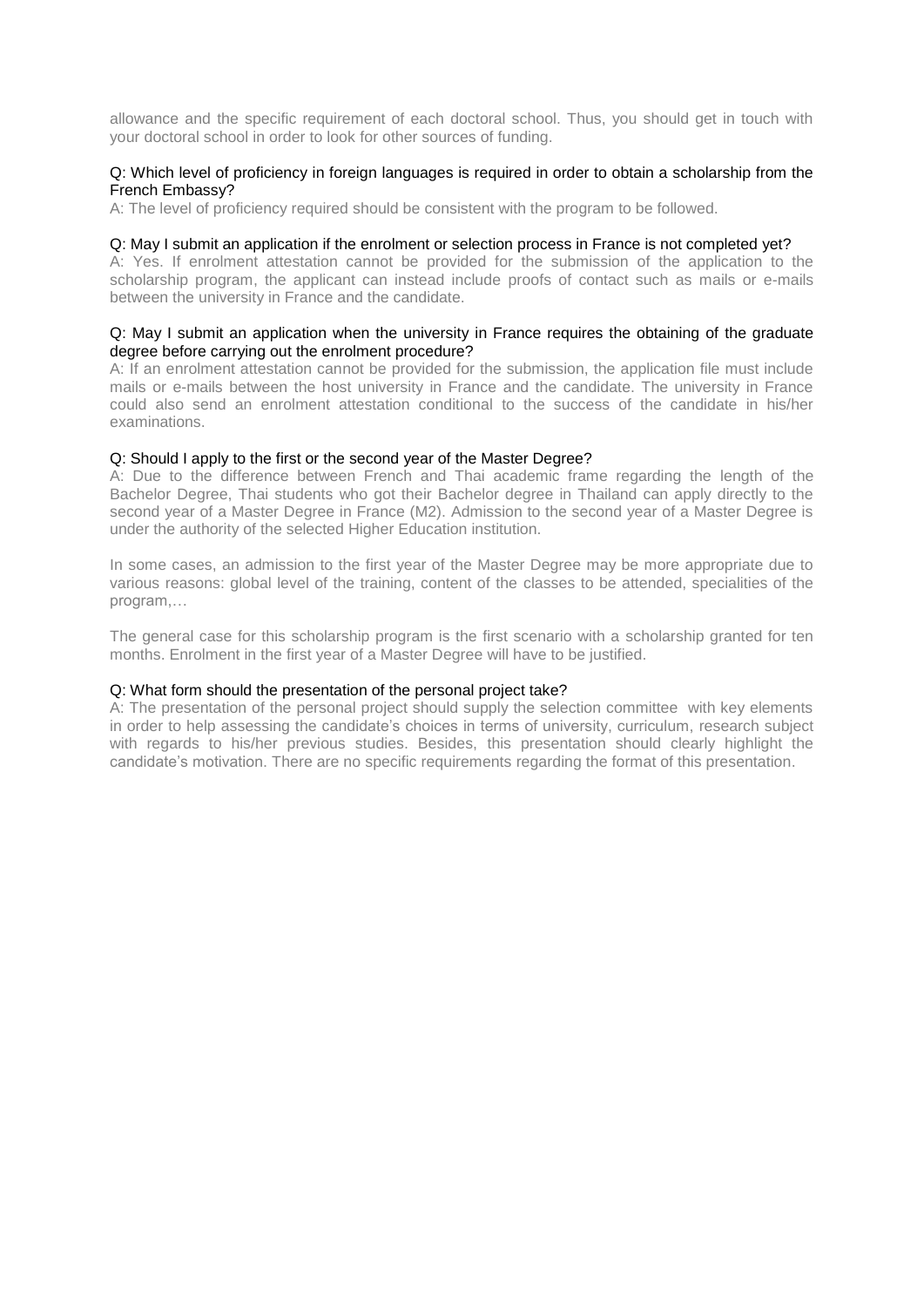allowance and the specific requirement of each doctoral school. Thus, you should get in touch with your doctoral school in order to look for other sources of funding.

Q: Which level of proficiency in foreign languages is required in order to obtain a scholarship from the French Embassy?

A: The level of proficiency required should be consistent with the program to be followed.

Q: May I submit an application if the enrolment or selection process in France is not completed yet?

A: Yes. If enrolment attestation cannot be provided for the submission of the application to the scholarship program, the applicant can instead include proofs of contact such as mails or e-mails between the university in France and the candidate.

Q: May I submit an application when the university in France requires the obtaining of the graduate degree before carrying out the enrolment procedure?

A: If an enrolment attestation cannot be provided for the submission, the application file must include mails or e-mails between the host university in France and the candidate. The university in France could also send an enrolment attestation conditional to the success of the candidate in his/her examinations.

Q: Should I apply to the first or the second year of the Master Degree?

A: Due to the difference between French and Thai academic frame regarding the length of the Bachelor Degree, Thai students who got their Bachelor degree in Thailand can apply directly to the second year of a Master Degree in France (M2). Admission to the second year of a Master Degree is under the authority of the selected Higher Education institution.

In some cases, an admission to the first year of the Master Degree may be more appropriate due to various reasons: global level of the training, content of the classes to be attended, specialities of the program,…

The general case for this scholarship program is the first scenario with a scholarship granted for ten months. Enrolment in the first year of a Master Degree will have to be justified.

Q: What form should the presentation of the personal project take?

A: The presentation of the personal project should supply the selection committee with key elements in order to help assessing the candidate's choices in terms of university, curriculum, research subject with regards to his/her previous studies. Besides, this presentation should clearly highlight the candidate's motivation. There are no specific requirements regarding the format of this presentation.